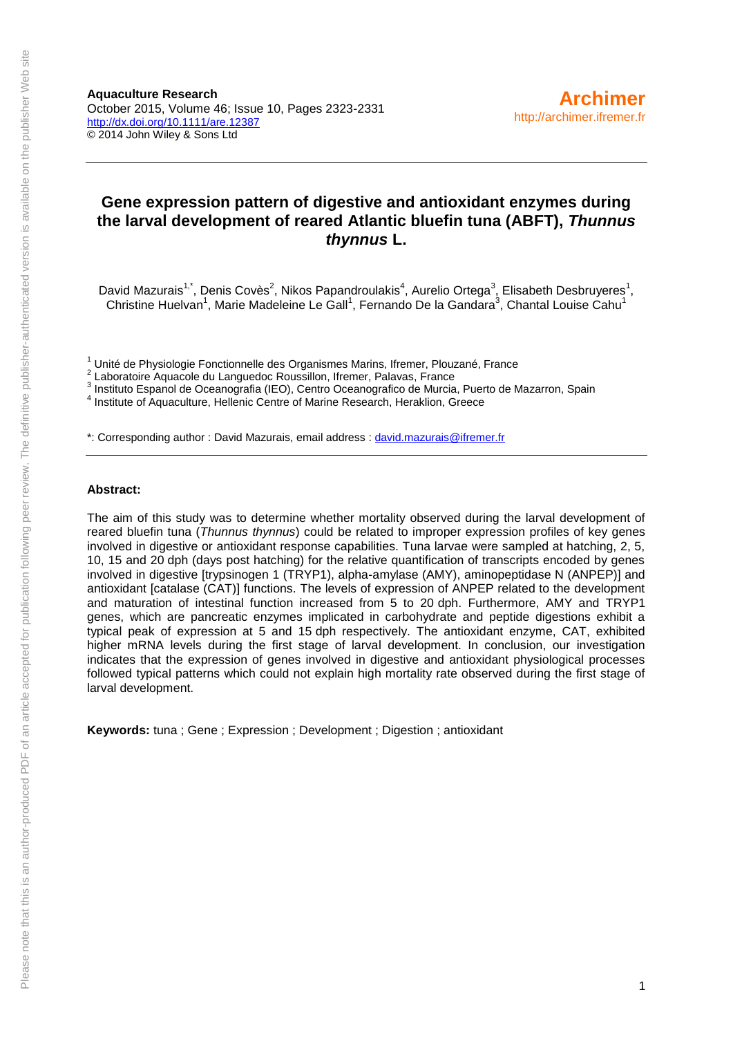**Aquaculture Research**
October 2015, Volume 46; Issue 10, Pages 2323-2331
http://dx.doi.org/10.1111/are.12387
© 2014 John Wiley & Sons Ltd

**Archimer**
http://archimer.ifremer.fr

# Gene expression pattern of digestive and antioxidant enzymes during the larval development of reared Atlantic bluefin tuna (ABFT), *Thunnus thynnus* L.

David Mazurais[1,*], Denis Covès[2], Nikos Papandroulakis[4], Aurelio Ortega[3], Elisabeth Desbruyeres[1], Christine Huelvan[1], Marie Madeleine Le Gall[1], Fernando De la Gandara[3], Chantal Louise Cahu[1]

[1] Unité de Physiologie Fonctionnelle des Organismes Marins, Ifremer, Plouzané, France
[2] Laboratoire Aquacole du Languedoc Roussillon, Ifremer, Palavas, France
[3] Instituto Espanol de Oceanografia (IEO), Centro Oceanografico de Murcia, Puerto de Mazarron, Spain
[4] Institute of Aquaculture, Hellenic Centre of Marine Research, Heraklion, Greece

*: Corresponding author : David Mazurais, email address : david.mazurais@ifremer.fr

**Abstract:**

The aim of this study was to determine whether mortality observed during the larval development of reared bluefin tuna (*Thunnus thynnus*) could be related to improper expression profiles of key genes involved in digestive or antioxidant response capabilities. Tuna larvae were sampled at hatching, 2, 5, 10, 15 and 20 dph (days post hatching) for the relative quantification of transcripts encoded by genes involved in digestive [trypsinogen 1 (TRYP1), alpha-amylase (AMY), aminopeptidase N (ANPEP)] and antioxidant [catalase (CAT)] functions. The levels of expression of ANPEP related to the development and maturation of intestinal function increased from 5 to 20 dph. Furthermore, AMY and TRYP1 genes, which are pancreatic enzymes implicated in carbohydrate and peptide digestions exhibit a typical peak of expression at 5 and 15 dph respectively. The antioxidant enzyme, CAT, exhibited higher mRNA levels during the first stage of larval development. In conclusion, our investigation indicates that the expression of genes involved in digestive and antioxidant physiological processes followed typical patterns which could not explain high mortality rate observed during the first stage of larval development.

**Keywords:** tuna ; Gene ; Expression ; Development ; Digestion ; antioxidant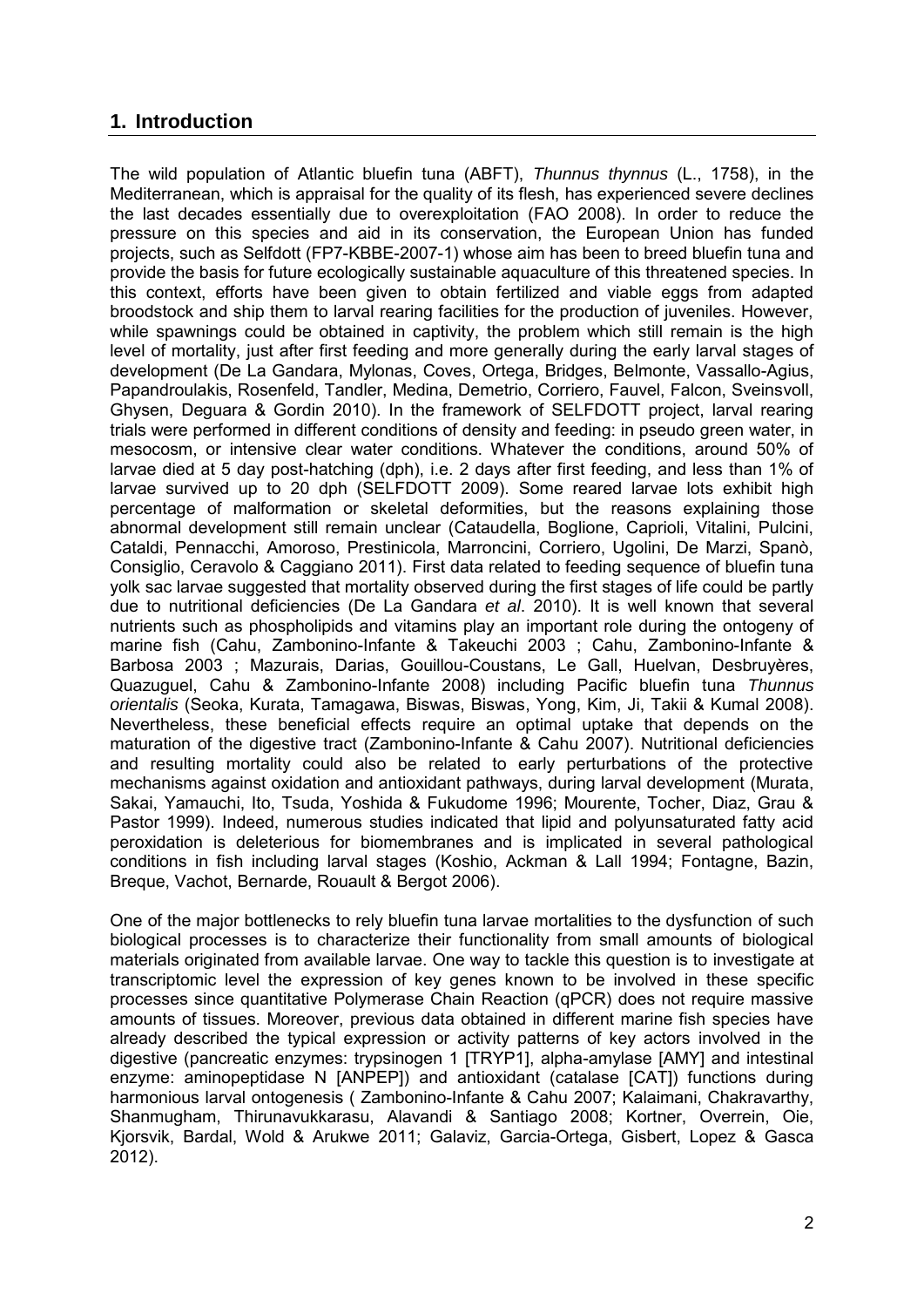## 1. Introduction

The wild population of Atlantic bluefin tuna (ABFT), *Thunnus thynnus* (L., 1758), in the Mediterranean, which is appraisal for the quality of its flesh, has experienced severe declines the last decades essentially due to overexploitation (FAO 2008). In order to reduce the pressure on this species and aid in its conservation, the European Union has funded projects, such as Selfdott (FP7-KBBE-2007-1) whose aim has been to breed bluefin tuna and provide the basis for future ecologically sustainable aquaculture of this threatened species. In this context, efforts have been given to obtain fertilized and viable eggs from adapted broodstock and ship them to larval rearing facilities for the production of juveniles. However, while spawnings could be obtained in captivity, the problem which still remain is the high level of mortality, just after first feeding and more generally during the early larval stages of development (De La Gandara, Mylonas, Coves, Ortega, Bridges, Belmonte, Vassallo-Agius, Papandroulakis, Rosenfeld, Tandler, Medina, Demetrio, Corriero, Fauvel, Falcon, Sveinsvoll, Ghysen, Deguara & Gordin 2010). In the framework of SELFDOTT project, larval rearing trials were performed in different conditions of density and feeding: in pseudo green water, in mesocosm, or intensive clear water conditions. Whatever the conditions, around 50% of larvae died at 5 day post-hatching (dph), i.e. 2 days after first feeding, and less than 1% of larvae survived up to 20 dph (SELFDOTT 2009). Some reared larvae lots exhibit high percentage of malformation or skeletal deformities, but the reasons explaining those abnormal development still remain unclear (Cataudella, Boglione, Caprioli, Vitalini, Pulcini, Cataldi, Pennacchi, Amoroso, Prestinicola, Marroncini, Corriero, Ugolini, De Marzi, Spanò, Consiglio, Ceravolo & Caggiano 2011). First data related to feeding sequence of bluefin tuna yolk sac larvae suggested that mortality observed during the first stages of life could be partly due to nutritional deficiencies (De La Gandara *et al*. 2010). It is well known that several nutrients such as phospholipids and vitamins play an important role during the ontogeny of marine fish (Cahu, Zambonino-Infante & Takeuchi 2003 ; Cahu, Zambonino-Infante & Barbosa 2003 ; Mazurais, Darias, Gouillou-Coustans, Le Gall, Huelvan, Desbruyères, Quazuguel, Cahu & Zambonino-Infante 2008) including Pacific bluefin tuna *Thunnus orientalis* (Seoka, Kurata, Tamagawa, Biswas, Biswas, Yong, Kim, Ji, Takii & Kumal 2008). Nevertheless, these beneficial effects require an optimal uptake that depends on the maturation of the digestive tract (Zambonino-Infante & Cahu 2007). Nutritional deficiencies and resulting mortality could also be related to early perturbations of the protective mechanisms against oxidation and antioxidant pathways, during larval development (Murata, Sakai, Yamauchi, Ito, Tsuda, Yoshida & Fukudome 1996; Mourente, Tocher, Diaz, Grau & Pastor 1999). Indeed, numerous studies indicated that lipid and polyunsaturated fatty acid peroxidation is deleterious for biomembranes and is implicated in several pathological conditions in fish including larval stages (Koshio, Ackman & Lall 1994; Fontagne, Bazin, Breque, Vachot, Bernarde, Rouault & Bergot 2006).

One of the major bottlenecks to rely bluefin tuna larvae mortalities to the dysfunction of such biological processes is to characterize their functionality from small amounts of biological materials originated from available larvae. One way to tackle this question is to investigate at transcriptomic level the expression of key genes known to be involved in these specific processes since quantitative Polymerase Chain Reaction (qPCR) does not require massive amounts of tissues. Moreover, previous data obtained in different marine fish species have already described the typical expression or activity patterns of key actors involved in the digestive (pancreatic enzymes: trypsinogen 1 [TRYP1], alpha-amylase [AMY] and intestinal enzyme: aminopeptidase N [ANPEP]) and antioxidant (catalase [CAT]) functions during harmonious larval ontogenesis ( Zambonino-Infante & Cahu 2007; Kalaimani, Chakravarthy, Shanmugham, Thirunavukkarasu, Alavandi & Santiago 2008; Kortner, Overrein, Oie, Kjorsvik, Bardal, Wold & Arukwe 2011; Galaviz, Garcia-Ortega, Gisbert, Lopez & Gasca 2012).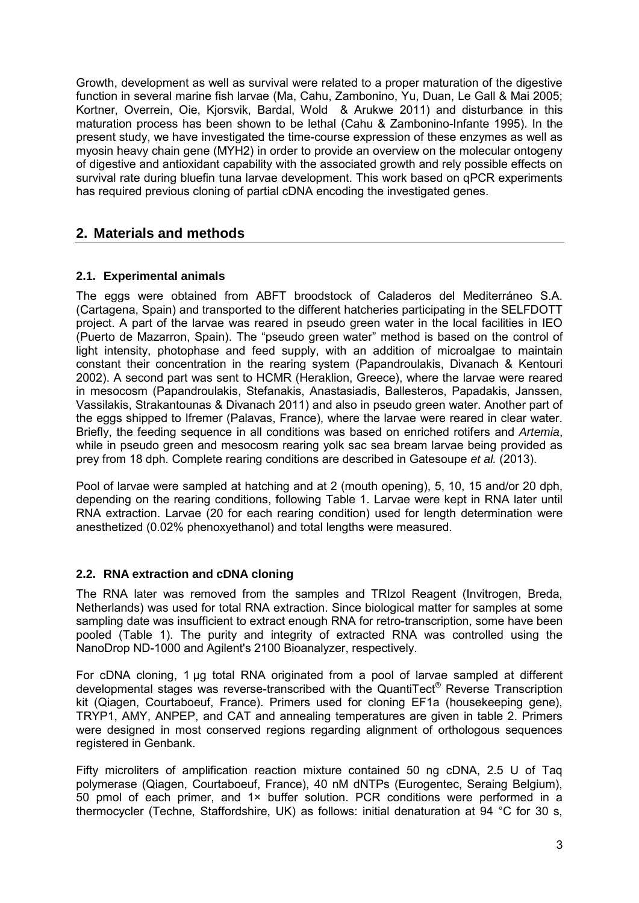Growth, development as well as survival were related to a proper maturation of the digestive function in several marine fish larvae (Ma, Cahu, Zambonino, Yu, Duan, Le Gall & Mai 2005; Kortner, Overrein, Oie, Kjorsvik, Bardal, Wold & Arukwe 2011) and disturbance in this maturation process has been shown to be lethal (Cahu & Zambonino-Infante 1995). In the present study, we have investigated the time-course expression of these enzymes as well as myosin heavy chain gene (MYH2) in order to provide an overview on the molecular ontogeny of digestive and antioxidant capability with the associated growth and rely possible effects on survival rate during bluefin tuna larvae development. This work based on qPCR experiments has required previous cloning of partial cDNA encoding the investigated genes.

## 2. Materials and methods

### 2.1. Experimental animals

The eggs were obtained from ABFT broodstock of Caladeros del Mediterráneo S.A. (Cartagena, Spain) and transported to the different hatcheries participating in the SELFDOTT project. A part of the larvae was reared in pseudo green water in the local facilities in IEO (Puerto de Mazarron, Spain). The "pseudo green water" method is based on the control of light intensity, photophase and feed supply, with an addition of microalgae to maintain constant their concentration in the rearing system (Papandroulakis, Divanach & Kentouri 2002). A second part was sent to HCMR (Heraklion, Greece), where the larvae were reared in mesocosm (Papandroulakis, Stefanakis, Anastasiadis, Ballesteros, Papadakis, Janssen, Vassilakis, Strakantounas & Divanach 2011) and also in pseudo green water. Another part of the eggs shipped to Ifremer (Palavas, France), where the larvae were reared in clear water. Briefly, the feeding sequence in all conditions was based on enriched rotifers and *Artemia*, while in pseudo green and mesocosm rearing yolk sac sea bream larvae being provided as prey from 18 dph. Complete rearing conditions are described in Gatesoupe *et al.* (2013).

Pool of larvae were sampled at hatching and at 2 (mouth opening), 5, 10, 15 and/or 20 dph, depending on the rearing conditions, following Table 1. Larvae were kept in RNA later until RNA extraction. Larvae (20 for each rearing condition) used for length determination were anesthetized (0.02% phenoxyethanol) and total lengths were measured.

### 2.2. RNA extraction and cDNA cloning

The RNA later was removed from the samples and TRIzol Reagent (Invitrogen, Breda, Netherlands) was used for total RNA extraction. Since biological matter for samples at some sampling date was insufficient to extract enough RNA for retro-transcription, some have been pooled (Table 1). The purity and integrity of extracted RNA was controlled using the NanoDrop ND-1000 and Agilent's 2100 Bioanalyzer, respectively.

For cDNA cloning, 1 µg total RNA originated from a pool of larvae sampled at different developmental stages was reverse-transcribed with the QuantiTect® Reverse Transcription kit (Qiagen, Courtaboeuf, France). Primers used for cloning EF1a (housekeeping gene), TRYP1, AMY, ANPEP, and CAT and annealing temperatures are given in table 2. Primers were designed in most conserved regions regarding alignment of orthologous sequences registered in Genbank.

Fifty microliters of amplification reaction mixture contained 50 ng cDNA, 2.5 U of Taq polymerase (Qiagen, Courtaboeuf, France), 40 nM dNTPs (Eurogentec, Seraing Belgium), 50 pmol of each primer, and 1× buffer solution. PCR conditions were performed in a thermocycler (Techne, Staffordshire, UK) as follows: initial denaturation at 94 °C for 30 s,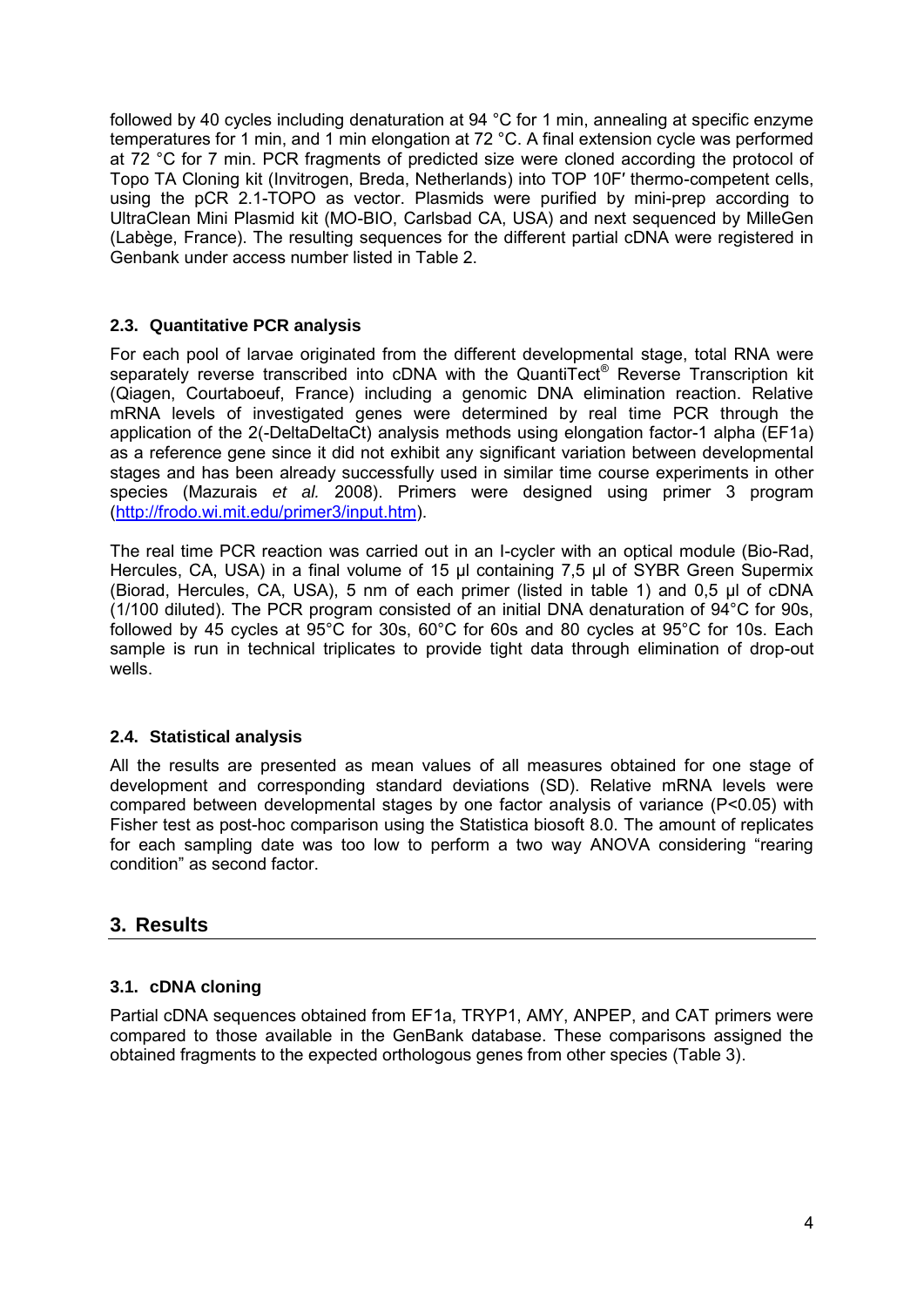followed by 40 cycles including denaturation at 94 °C for 1 min, annealing at specific enzyme temperatures for 1 min, and 1 min elongation at 72 °C. A final extension cycle was performed at 72 °C for 7 min. PCR fragments of predicted size were cloned according the protocol of Topo TA Cloning kit (Invitrogen, Breda, Netherlands) into TOP 10F′ thermo-competent cells, using the pCR 2.1-TOPO as vector. Plasmids were purified by mini-prep according to UltraClean Mini Plasmid kit (MO-BIO, Carlsbad CA, USA) and next sequenced by MilleGen (Labège, France). The resulting sequences for the different partial cDNA were registered in Genbank under access number listed in Table 2.

### 2.3. Quantitative PCR analysis

For each pool of larvae originated from the different developmental stage, total RNA were separately reverse transcribed into cDNA with the QuantiTect® Reverse Transcription kit (Qiagen, Courtaboeuf, France) including a genomic DNA elimination reaction. Relative mRNA levels of investigated genes were determined by real time PCR through the application of the 2(-DeltaDeltaCt) analysis methods using elongation factor-1 alpha (EF1a) as a reference gene since it did not exhibit any significant variation between developmental stages and has been already successfully used in similar time course experiments in other species (Mazurais *et al.* 2008). Primers were designed using primer 3 program (http://frodo.wi.mit.edu/primer3/input.htm).

The real time PCR reaction was carried out in an I-cycler with an optical module (Bio-Rad, Hercules, CA, USA) in a final volume of 15 µl containing 7,5 µl of SYBR Green Supermix (Biorad, Hercules, CA, USA), 5 nm of each primer (listed in table 1) and 0,5 µl of cDNA (1/100 diluted). The PCR program consisted of an initial DNA denaturation of 94°C for 90s, followed by 45 cycles at 95°C for 30s, 60°C for 60s and 80 cycles at 95°C for 10s. Each sample is run in technical triplicates to provide tight data through elimination of drop-out wells.

### 2.4. Statistical analysis

All the results are presented as mean values of all measures obtained for one stage of development and corresponding standard deviations (SD). Relative mRNA levels were compared between developmental stages by one factor analysis of variance ($P<0.05$) with Fisher test as post-hoc comparison using the Statistica biosoft 8.0. The amount of replicates for each sampling date was too low to perform a two way ANOVA considering “rearing condition” as second factor.

## 3. Results

### 3.1. cDNA cloning

Partial cDNA sequences obtained from EF1a, TRYP1, AMY, ANPEP, and CAT primers were compared to those available in the GenBank database. These comparisons assigned the obtained fragments to the expected orthologous genes from other species (Table 3).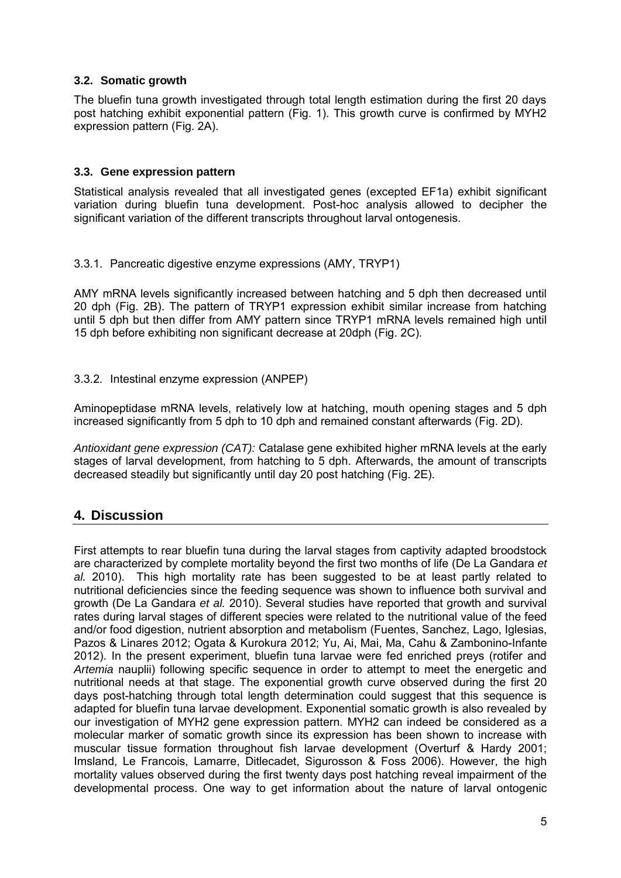### 3.2. Somatic growth

The bluefin tuna growth investigated through total length estimation during the first 20 days post hatching exhibit exponential pattern (Fig. 1). This growth curve is confirmed by MYH2 expression pattern (Fig. 2A).

### 3.3. Gene expression pattern

Statistical analysis revealed that all investigated genes (excepted EF1a) exhibit significant variation during bluefin tuna development. Post-hoc analysis allowed to decipher the significant variation of the different transcripts throughout larval ontogenesis.

#### 3.3.1. Pancreatic digestive enzyme expressions (AMY, TRYP1)

AMY mRNA levels significantly increased between hatching and 5 dph then decreased until 20 dph (Fig. 2B). The pattern of TRYP1 expression exhibit similar increase from hatching until 5 dph but then differ from AMY pattern since TRYP1 mRNA levels remained high until 15 dph before exhibiting non significant decrease at 20dph (Fig. 2C).

#### 3.3.2. Intestinal enzyme expression (ANPEP)

Aminopeptidase mRNA levels, relatively low at hatching, mouth opening stages and 5 dph increased significantly from 5 dph to 10 dph and remained constant afterwards (Fig. 2D).

*Antioxidant gene expression (CAT):* Catalase gene exhibited higher mRNA levels at the early stages of larval development, from hatching to 5 dph. Afterwards, the amount of transcripts decreased steadily but significantly until day 20 post hatching (Fig. 2E).

## 4. Discussion

First attempts to rear bluefin tuna during the larval stages from captivity adapted broodstock are characterized by complete mortality beyond the first two months of life (De La Gandara *et al.* 2010). This high mortality rate has been suggested to be at least partly related to nutritional deficiencies since the feeding sequence was shown to influence both survival and growth (De La Gandara *et al.* 2010). Several studies have reported that growth and survival rates during larval stages of different species were related to the nutritional value of the feed and/or food digestion, nutrient absorption and metabolism (Fuentes, Sanchez, Lago, Iglesias, Pazos & Linares 2012; Ogata & Kurokura 2012; Yu, Ai, Mai, Ma, Cahu & Zambonino-Infante 2012). In the present experiment, bluefin tuna larvae were fed enriched preys (rotifer and *Artemia* nauplii) following specific sequence in order to attempt to meet the energetic and nutritional needs at that stage. The exponential growth curve observed during the first 20 days post-hatching through total length determination could suggest that this sequence is adapted for bluefin tuna larvae development. Exponential somatic growth is also revealed by our investigation of MYH2 gene expression pattern. MYH2 can indeed be considered as a molecular marker of somatic growth since its expression has been shown to increase with muscular tissue formation throughout fish larvae development (Overturf & Hardy 2001; Imsland, Le Francois, Lamarre, Ditlecadet, Sigurosson & Foss 2006). However, the high mortality values observed during the first twenty days post hatching reveal impairment of the developmental process. One way to get information about the nature of larval ontogenic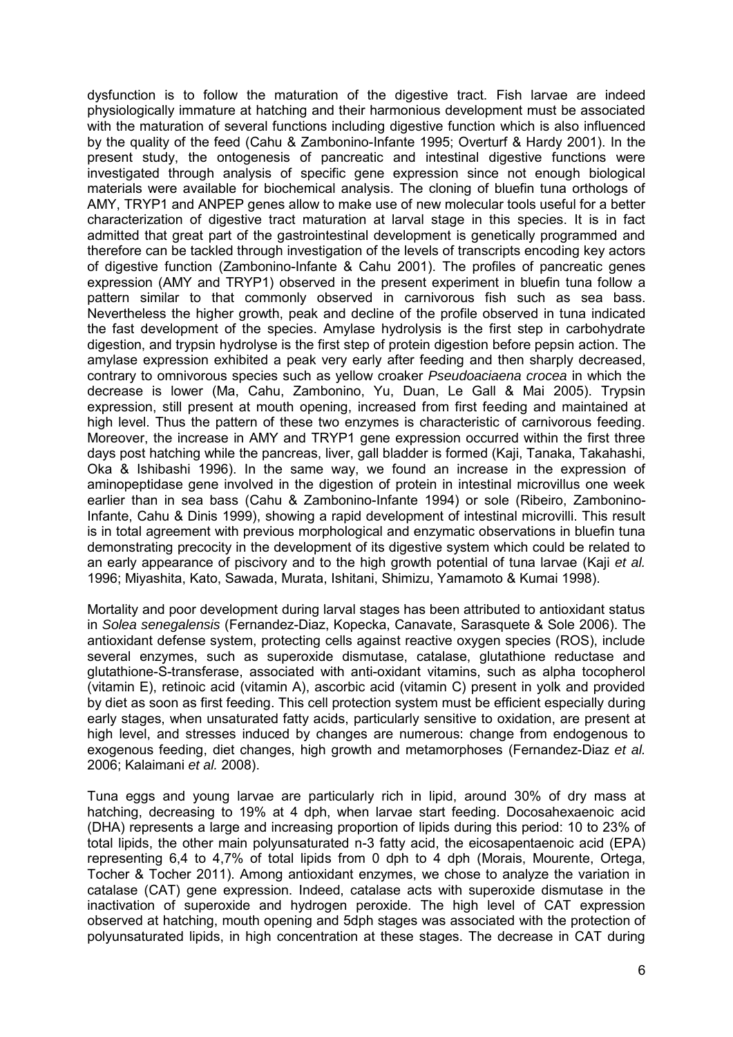dysfunction is to follow the maturation of the digestive tract. Fish larvae are indeed physiologically immature at hatching and their harmonious development must be associated with the maturation of several functions including digestive function which is also influenced by the quality of the feed (Cahu & Zambonino-Infante 1995; Overturf & Hardy 2001). In the present study, the ontogenesis of pancreatic and intestinal digestive functions were investigated through analysis of specific gene expression since not enough biological materials were available for biochemical analysis. The cloning of bluefin tuna orthologs of AMY, TRYP1 and ANPEP genes allow to make use of new molecular tools useful for a better characterization of digestive tract maturation at larval stage in this species. It is in fact admitted that great part of the gastrointestinal development is genetically programmed and therefore can be tackled through investigation of the levels of transcripts encoding key actors of digestive function (Zambonino-Infante & Cahu 2001). The profiles of pancreatic genes expression (AMY and TRYP1) observed in the present experiment in bluefin tuna follow a pattern similar to that commonly observed in carnivorous fish such as sea bass. Nevertheless the higher growth, peak and decline of the profile observed in tuna indicated the fast development of the species. Amylase hydrolysis is the first step in carbohydrate digestion, and trypsin hydrolyse is the first step of protein digestion before pepsin action. The amylase expression exhibited a peak very early after feeding and then sharply decreased, contrary to omnivorous species such as yellow croaker *Pseudoaciaena crocea* in which the decrease is lower (Ma, Cahu, Zambonino, Yu, Duan, Le Gall & Mai 2005). Trypsin expression, still present at mouth opening, increased from first feeding and maintained at high level. Thus the pattern of these two enzymes is characteristic of carnivorous feeding. Moreover, the increase in AMY and TRYP1 gene expression occurred within the first three days post hatching while the pancreas, liver, gall bladder is formed (Kaji, Tanaka, Takahashi, Oka & Ishibashi 1996). In the same way, we found an increase in the expression of aminopeptidase gene involved in the digestion of protein in intestinal microvillus one week earlier than in sea bass (Cahu & Zambonino-Infante 1994) or sole (Ribeiro, Zambonino-Infante, Cahu & Dinis 1999), showing a rapid development of intestinal microvilli. This result is in total agreement with previous morphological and enzymatic observations in bluefin tuna demonstrating precocity in the development of its digestive system which could be related to an early appearance of piscivory and to the high growth potential of tuna larvae (Kaji *et al.* 1996; Miyashita, Kato, Sawada, Murata, Ishitani, Shimizu, Yamamoto & Kumai 1998).

Mortality and poor development during larval stages has been attributed to antioxidant status in *Solea senegalensis* (Fernandez-Diaz, Kopecka, Canavate, Sarasquete & Sole 2006). The antioxidant defense system, protecting cells against reactive oxygen species (ROS), include several enzymes, such as superoxide dismutase, catalase, glutathione reductase and glutathione-S-transferase, associated with anti-oxidant vitamins, such as alpha tocopherol (vitamin E), retinoic acid (vitamin A), ascorbic acid (vitamin C) present in yolk and provided by diet as soon as first feeding. This cell protection system must be efficient especially during early stages, when unsaturated fatty acids, particularly sensitive to oxidation, are present at high level, and stresses induced by changes are numerous: change from endogenous to exogenous feeding, diet changes, high growth and metamorphoses (Fernandez-Diaz *et al.* 2006; Kalaimani *et al.* 2008).

Tuna eggs and young larvae are particularly rich in lipid, around 30% of dry mass at hatching, decreasing to 19% at 4 dph, when larvae start feeding. Docosahexaenoic acid (DHA) represents a large and increasing proportion of lipids during this period: 10 to 23% of total lipids, the other main polyunsaturated n-3 fatty acid, the eicosapentaenoic acid (EPA) representing 6,4 to 4,7% of total lipids from 0 dph to 4 dph (Morais, Mourente, Ortega, Tocher & Tocher 2011). Among antioxidant enzymes, we chose to analyze the variation in catalase (CAT) gene expression. Indeed, catalase acts with superoxide dismutase in the inactivation of superoxide and hydrogen peroxide. The high level of CAT expression observed at hatching, mouth opening and 5dph stages was associated with the protection of polyunsaturated lipids, in high concentration at these stages. The decrease in CAT during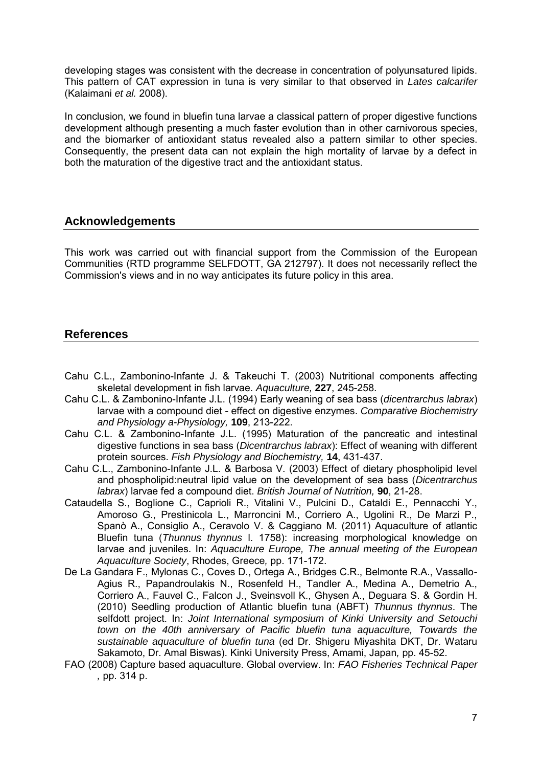developing stages was consistent with the decrease in concentration of polyunsatured lipids. This pattern of CAT expression in tuna is very similar to that observed in *Lates calcarifer* (Kalaimani *et al.* 2008).

In conclusion, we found in bluefin tuna larvae a classical pattern of proper digestive functions development although presenting a much faster evolution than in other carnivorous species, and the biomarker of antioxidant status revealed also a pattern similar to other species. Consequently, the present data can not explain the high mortality of larvae by a defect in both the maturation of the digestive tract and the antioxidant status.

## Acknowledgements

This work was carried out with financial support from the Commission of the European Communities (RTD programme SELFDOTT, GA 212797). It does not necessarily reflect the Commission's views and in no way anticipates its future policy in this area.

## References

Cahu C.L., Zambonino-Infante J. & Takeuchi T. (2003) Nutritional components affecting skeletal development in fish larvae. *Aquaculture,* **227**, 245-258.

Cahu C.L. & Zambonino-Infante J.L. (1994) Early weaning of sea bass (*dicentrarchus labrax*) larvae with a compound diet - effect on digestive enzymes. *Comparative Biochemistry and Physiology a-Physiology,* **109**, 213-222.

Cahu C.L. & Zambonino-Infante J.L. (1995) Maturation of the pancreatic and intestinal digestive functions in sea bass (*Dicentrarchus labrax*): Effect of weaning with different protein sources. *Fish Physiology and Biochemistry,* **14**, 431-437.

Cahu C.L., Zambonino-Infante J.L. & Barbosa V. (2003) Effect of dietary phospholipid level and phospholipid:neutral lipid value on the development of sea bass (*Dicentrarchus labrax*) larvae fed a compound diet. *British Journal of Nutrition,* **90**, 21-28.

Cataudella S., Boglione C., Caprioli R., Vitalini V., Pulcini D., Cataldi E., Pennacchi Y., Amoroso G., Prestinicola L., Marroncini M., Corriero A., Ugolini R., De Marzi P., Spanò A., Consiglio A., Ceravolo V. & Caggiano M. (2011) Aquaculture of atlantic Bluefin tuna (*Thunnus thynnus* l. 1758): increasing morphological knowledge on larvae and juveniles. In: *Aquaculture Europe, The annual meeting of the European Aquaculture Society*, Rhodes, Greece*,* pp. 171-172.

De La Gandara F., Mylonas C., Coves D., Ortega A., Bridges C.R., Belmonte R.A., Vassallo-Agius R., Papandroulakis N., Rosenfeld H., Tandler A., Medina A., Demetrio A., Corriero A., Fauvel C., Falcon J., Sveinsvoll K., Ghysen A., Deguara S. & Gordin H. (2010) Seedling production of Atlantic bluefin tuna (ABFT) *Thunnus thynnus*. The selfdott project. In: *Joint International symposium of Kinki University and Setouchi town on the 40th anniversary of Pacific bluefin tuna aquaculture, Towards the sustainable aquaculture of bluefin tuna* (ed Dr. Shigeru Miyashita DKT, Dr. Wataru Sakamoto, Dr. Amal Biswas). Kinki University Press, Amami, Japan*,* pp. 45-52.

FAO (2008) Capture based aquaculture. Global overview. In: *FAO Fisheries Technical Paper ,* pp. 314 p.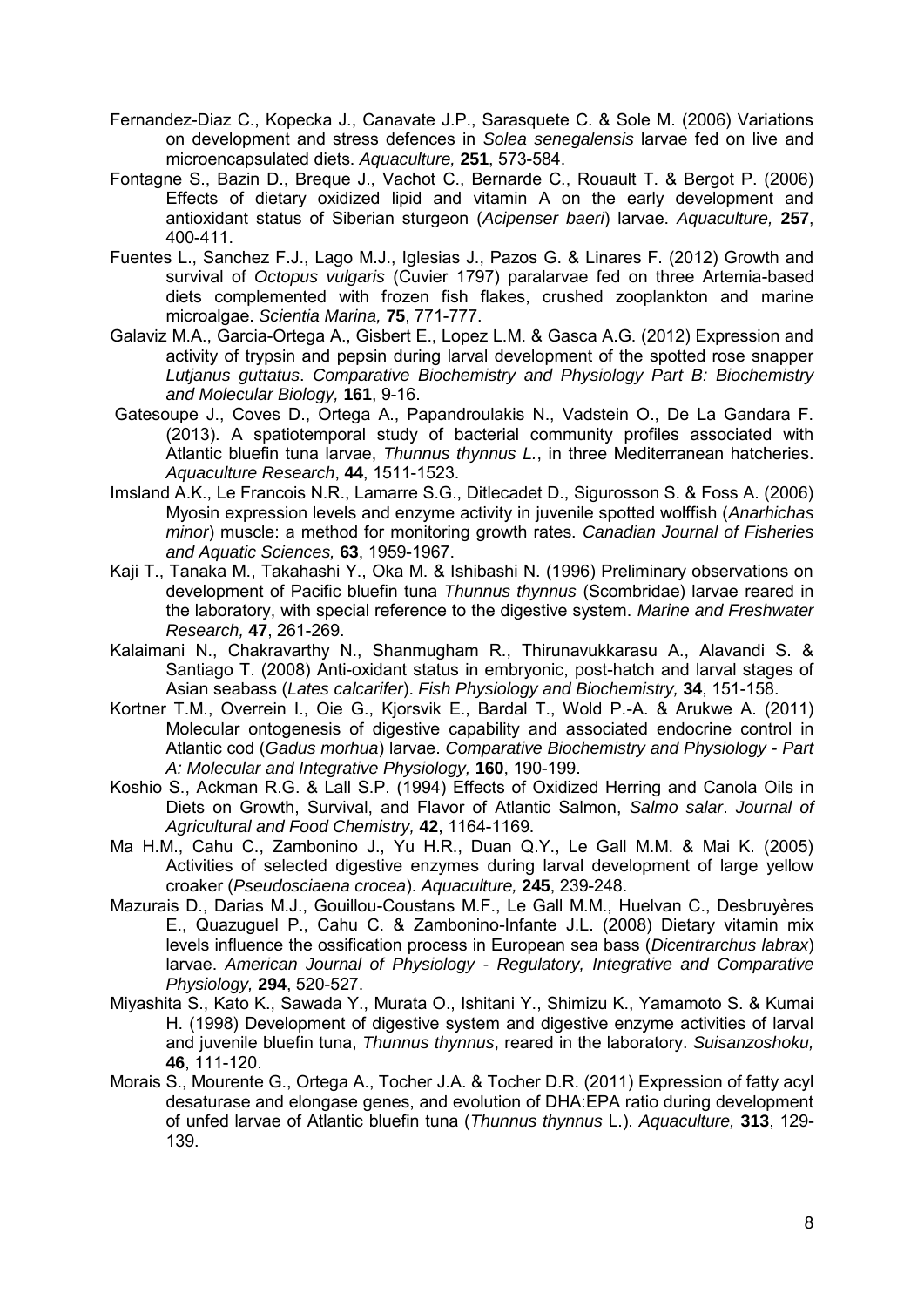Fernandez-Diaz C., Kopecka J., Canavate J.P., Sarasquete C. & Sole M. (2006) Variations on development and stress defences in *Solea senegalensis* larvae fed on live and microencapsulated diets. *Aquaculture,* **251**, 573-584.

Fontagne S., Bazin D., Breque J., Vachot C., Bernarde C., Rouault T. & Bergot P. (2006) Effects of dietary oxidized lipid and vitamin A on the early development and antioxidant status of Siberian sturgeon (*Acipenser baeri*) larvae. *Aquaculture,* **257**, 400-411.

Fuentes L., Sanchez F.J., Lago M.J., Iglesias J., Pazos G. & Linares F. (2012) Growth and survival of *Octopus vulgaris* (Cuvier 1797) paralarvae fed on three Artemia-based diets complemented with frozen fish flakes, crushed zooplankton and marine microalgae. *Scientia Marina,* **75**, 771-777.

Galaviz M.A., Garcia-Ortega A., Gisbert E., Lopez L.M. & Gasca A.G. (2012) Expression and activity of trypsin and pepsin during larval development of the spotted rose snapper *Lutjanus guttatus*. *Comparative Biochemistry and Physiology Part B: Biochemistry and Molecular Biology,* **161**, 9-16.

Gatesoupe J., Coves D., Ortega A., Papandroulakis N., Vadstein O., De La Gandara F. (2013). A spatiotemporal study of bacterial community profiles associated with Atlantic bluefin tuna larvae, *Thunnus thynnus L.*, in three Mediterranean hatcheries. *Aquaculture Research*, **44**, 1511-1523.

Imsland A.K., Le Francois N.R., Lamarre S.G., Ditlecadet D., Sigurosson S. & Foss A. (2006) Myosin expression levels and enzyme activity in juvenile spotted wolffish (*Anarhichas minor*) muscle: a method for monitoring growth rates. *Canadian Journal of Fisheries and Aquatic Sciences,* **63**, 1959-1967.

Kaji T., Tanaka M., Takahashi Y., Oka M. & Ishibashi N. (1996) Preliminary observations on development of Pacific bluefin tuna *Thunnus thynnus* (Scombridae) larvae reared in the laboratory, with special reference to the digestive system. *Marine and Freshwater Research,* **47**, 261-269.

Kalaimani N., Chakravarthy N., Shanmugham R., Thirunavukkarasu A., Alavandi S. & Santiago T. (2008) Anti-oxidant status in embryonic, post-hatch and larval stages of Asian seabass (*Lates calcarifer*). *Fish Physiology and Biochemistry,* **34**, 151-158.

Kortner T.M., Overrein I., Oie G., Kjorsvik E., Bardal T., Wold P.-A. & Arukwe A. (2011) Molecular ontogenesis of digestive capability and associated endocrine control in Atlantic cod (*Gadus morhua*) larvae. *Comparative Biochemistry and Physiology - Part A: Molecular and Integrative Physiology,* **160**, 190-199.

Koshio S., Ackman R.G. & Lall S.P. (1994) Effects of Oxidized Herring and Canola Oils in Diets on Growth, Survival, and Flavor of Atlantic Salmon, *Salmo salar*. *Journal of Agricultural and Food Chemistry,* **42**, 1164-1169.

Ma H.M., Cahu C., Zambonino J., Yu H.R., Duan Q.Y., Le Gall M.M. & Mai K. (2005) Activities of selected digestive enzymes during larval development of large yellow croaker (*Pseudosciaena crocea*). *Aquaculture,* **245**, 239-248.

Mazurais D., Darias M.J., Gouillou-Coustans M.F., Le Gall M.M., Huelvan C., Desbruyères E., Quazuguel P., Cahu C. & Zambonino-Infante J.L. (2008) Dietary vitamin mix levels influence the ossification process in European sea bass (*Dicentrarchus labrax*) larvae. *American Journal of Physiology - Regulatory, Integrative and Comparative Physiology,* **294**, 520-527.

Miyashita S., Kato K., Sawada Y., Murata O., Ishitani Y., Shimizu K., Yamamoto S. & Kumai H. (1998) Development of digestive system and digestive enzyme activities of larval and juvenile bluefin tuna, *Thunnus thynnus*, reared in the laboratory. *Suisanzoshoku,* **46**, 111-120.

Morais S., Mourente G., Ortega A., Tocher J.A. & Tocher D.R. (2011) Expression of fatty acyl desaturase and elongase genes, and evolution of DHA:EPA ratio during development of unfed larvae of Atlantic bluefin tuna (*Thunnus thynnus* L.). *Aquaculture,* **313**, 129-139.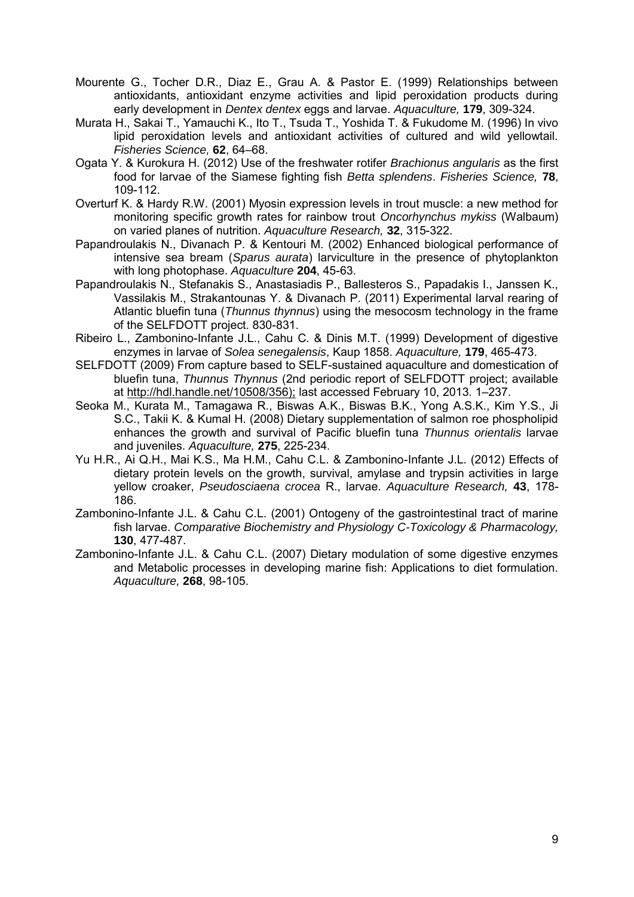Mourente G., Tocher D.R., Diaz E., Grau A. & Pastor E. (1999) Relationships between antioxidants, antioxidant enzyme activities and lipid peroxidation products during early development in *Dentex dentex* eggs and larvae. *Aquaculture,* **179**, 309-324.

Murata H., Sakai T., Yamauchi K., Ito T., Tsuda T., Yoshida T. & Fukudome M. (1996) In vivo lipid peroxidation levels and antioxidant activities of cultured and wild yellowtail. *Fisheries Science,* **62**, 64–68.

Ogata Y. & Kurokura H. (2012) Use of the freshwater rotifer *Brachionus angularis* as the first food for larvae of the Siamese fighting fish *Betta splendens*. *Fisheries Science,* **78**, 109-112.

Overturf K. & Hardy R.W. (2001) Myosin expression levels in trout muscle: a new method for monitoring specific growth rates for rainbow trout *Oncorhynchus mykiss* (Walbaum) on varied planes of nutrition. *Aquaculture Research,* **32**, 315-322.

Papandroulakis N., Divanach P. & Kentouri M. (2002) Enhanced biological performance of intensive sea bream (*Sparus aurata*) larviculture in the presence of phytoplankton with long photophase. *Aquaculture* **204**, 45-63.

Papandroulakis N., Stefanakis S., Anastasiadis P., Ballesteros S., Papadakis I., Janssen K., Vassilakis M., Strakantounas Y. & Divanach P. (2011) Experimental larval rearing of Atlantic bluefin tuna (*Thunnus thynnus*) using the mesocosm technology in the frame of the SELFDOTT project. 830-831.

Ribeiro L., Zambonino-Infante J.L., Cahu C. & Dinis M.T. (1999) Development of digestive enzymes in larvae of *Solea senegalensis*, Kaup 1858. *Aquaculture,* **179**, 465-473.

SELFDOTT (2009) From capture based to SELF-sustained aquaculture and domestication of bluefin tuna, *Thunnus Thynnus* (2nd periodic report of SELFDOTT project; available at http://hdl.handle.net/10508/356); last accessed February 10, 2013. 1–237.

Seoka M., Kurata M., Tamagawa R., Biswas A.K., Biswas B.K., Yong A.S.K., Kim Y.S., Ji S.C., Takii K. & Kumal H. (2008) Dietary supplementation of salmon roe phospholipid enhances the growth and survival of Pacific bluefin tuna *Thunnus orientalis* larvae and juveniles. *Aquaculture,* **275**, 225-234.

Yu H.R., Ai Q.H., Mai K.S., Ma H.M., Cahu C.L. & Zambonino-Infante J.L. (2012) Effects of dietary protein levels on the growth, survival, amylase and trypsin activities in large yellow croaker, *Pseudosciaena crocea* R., larvae. *Aquaculture Research,* **43**, 178-186.

Zambonino-Infante J.L. & Cahu C.L. (2001) Ontogeny of the gastrointestinal tract of marine fish larvae. *Comparative Biochemistry and Physiology C-Toxicology & Pharmacology,* **130**, 477-487.

Zambonino-Infante J.L. & Cahu C.L. (2007) Dietary modulation of some digestive enzymes and Metabolic processes in developing marine fish: Applications to diet formulation. *Aquaculture,* **268**, 98-105.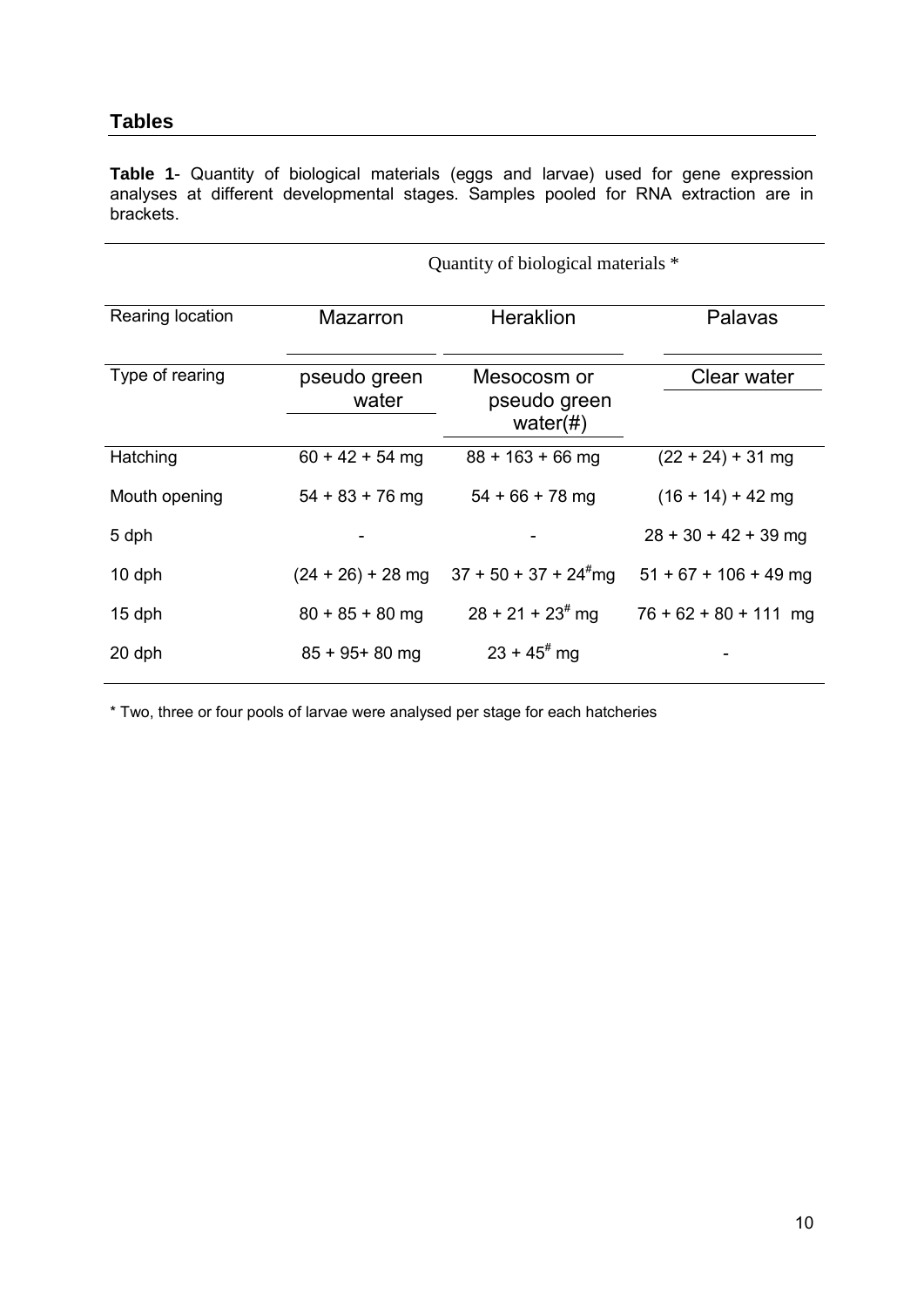## Tables

**Table 1**- Quantity of biological materials (eggs and larvae) used for gene expression analyses at different developmental stages. Samples pooled for RNA extraction are in brackets.

| | Quantity of biological materials * | | |
|---|---|---|---|
| Rearing location | Mazarron | Heraklion | Palavas |
| Type of rearing | pseudo green water | Mesocosm or pseudo green water(#) | Clear water |
| Hatching | 60 + 42 + 54 mg | 88 + 163 + 66 mg | (22 + 24) + 31 mg |
| Mouth opening | 54 + 83 + 76 mg | 54 + 66 + 78 mg | (16 + 14) + 42 mg |
| 5 dph | - | - | 28 + 30 + 42 + 39 mg |
| 10 dph | (24 + 26) + 28 mg | 37 + 50 + 37 + 24#mg | 51 + 67 + 106 + 49 mg |
| 15 dph | 80 + 85 + 80 mg | 28 + 21 + 23# mg | 76 + 62 + 80 + 111 mg |
| 20 dph | 85 + 95+ 80 mg | 23 + 45# mg | - |

* Two, three or four pools of larvae were analysed per stage for each hatcheries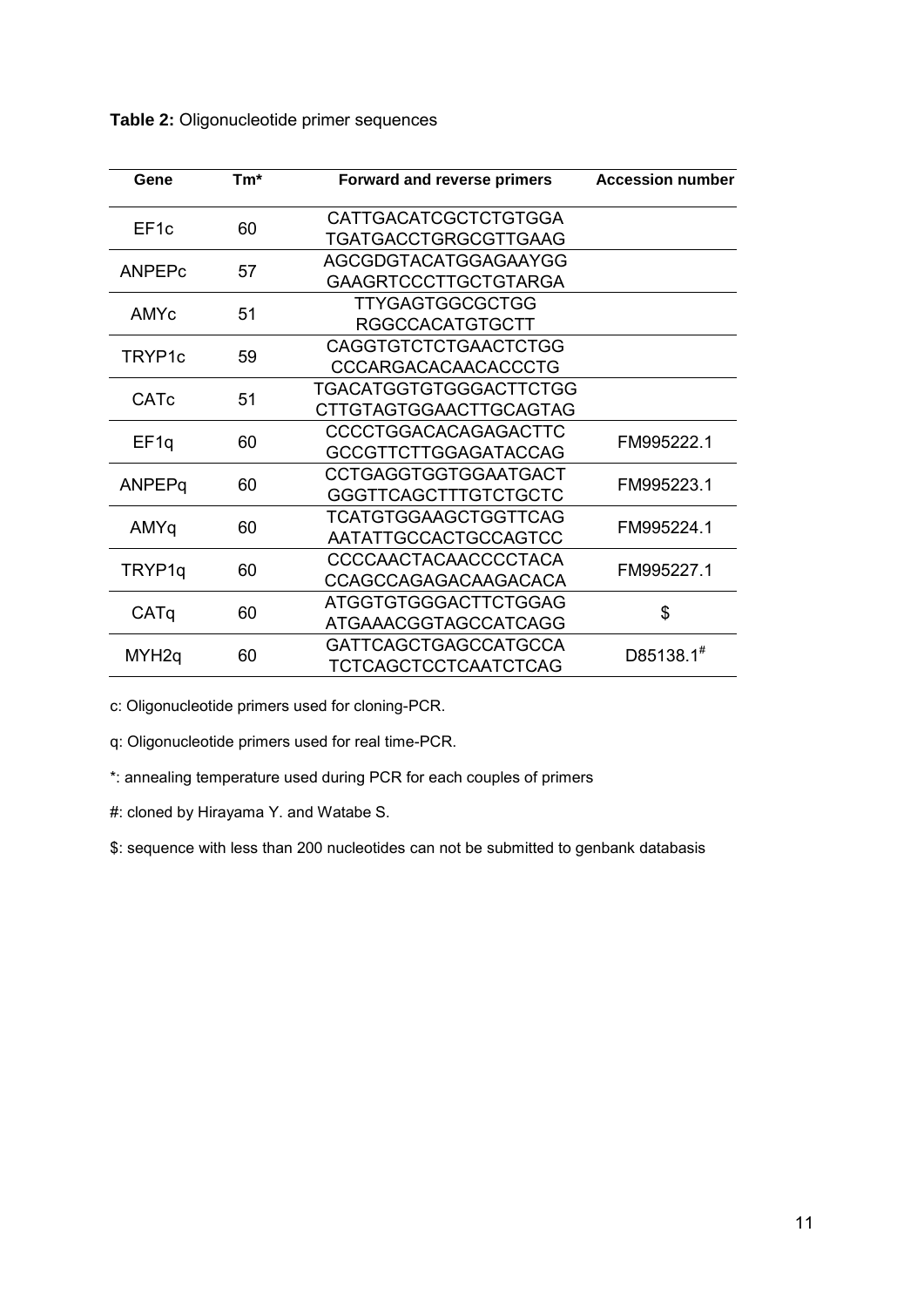**Table 2:** Oligonucleotide primer sequences

| Gene | Tm* | Forward and reverse primers | Accession number |
|---|---|---|---|
| EF1c | 60 | CATTGACATCGCTCTGTGGA<br>TGATGACCTGRGCGTTGAAG | |
| ANPEPc | 57 | AGCGDGTACATGGAGAAYGG<br>GAAGRTCCCTTGCTGTARGA | |
| AMYc | 51 | TTYGAGTGGCGCTGG<br>RGGCCACATGTGCTT | |
| TRYP1c | 59 | CAGGTGTCTCTGAACTCTGG<br>CCCARGACACAACACCCTG | |
| CATc | 51 | TGACATGGTGTGGGACTTCTGG<br>CTTGTAGTGGAACTTGCAGTAG | |
| EF1q | 60 | CCCCTGGACACAGAGACTTC<br>GCCGTTCTTGGAGATACCAG | FM995222.1 |
| ANPEPq | 60 | CCTGAGGTGGTGGAATGACT<br>GGGTTCAGCTTTGTCTGCTC | FM995223.1 |
| AMYq | 60 | TCATGTGGAAGCTGGTTCAG<br>AATATTGCCACTGCCAGTCC | FM995224.1 |
| TRYP1q | 60 | CCCCAACTACAACCCCTACA<br>CCAGCCAGAGACAAGACACA | FM995227.1 |
| CATq | 60 | ATGGTGTGGGACTTCTGGAG<br>ATGAAACGGTAGCCATCAGG | $ |
| MYH2q | 60 | GATTCAGCTGAGCCATGCCA<br>TCTCAGCTCCTCAATCTCAG | D85138.1# |

c: Oligonucleotide primers used for cloning-PCR.

q: Oligonucleotide primers used for real time-PCR.

*: annealing temperature used during PCR for each couples of primers

#: cloned by Hirayama Y. and Watabe S.

$: sequence with less than 200 nucleotides can not be submitted to genbank databasis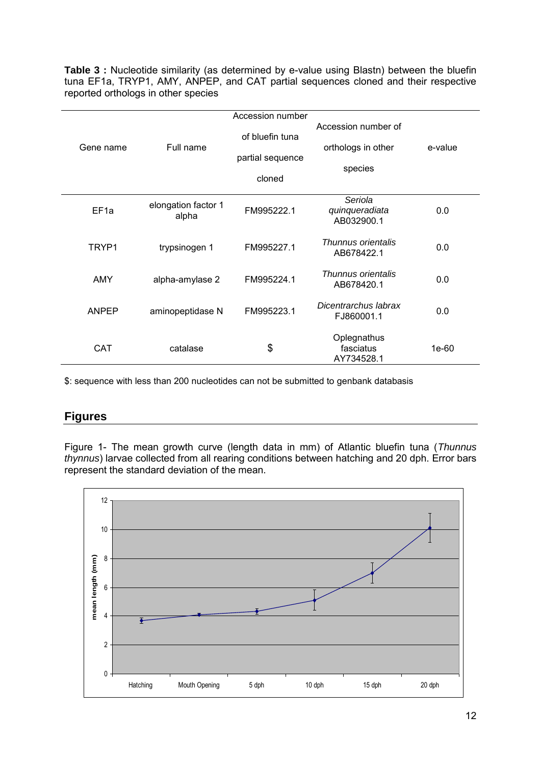**Table 3 :** Nucleotide similarity (as determined by e-value using Blastn) between the bluefin tuna EF1a, TRYP1, AMY, ANPEP, and CAT partial sequences cloned and their respective reported orthologs in other species

| Gene name | Full name | Accession number of bluefin tuna partial sequence cloned | Accession number of orthologs in other species | e-value |
|---|---|---|---|---|
| EF1a | elongation factor 1 alpha | FM995222.1 | *Seriola quinqueradiata* AB032900.1 | 0.0 |
| TRYP1 | trypsinogen 1 | FM995227.1 | *Thunnus orientalis* AB678422.1 | 0.0 |
| AMY | alpha-amylase 2 | FM995224.1 | *Thunnus orientalis* AB678420.1 | 0.0 |
| ANPEP | aminopeptidase N | FM995223.1 | *Dicentrarchus labrax* FJ860001.1 | 0.0 |
| CAT | catalase | $ | Oplegnathus fasciatus AY734528.1 | 1e-60 |

$: sequence with less than 200 nucleotides can not be submitted to genbank databasis

## Figures

Figure 1- The mean growth curve (length data in mm) of Atlantic bluefin tuna (*Thunnus thynnus*) larvae collected from all rearing conditions between hatching and 20 dph. Error bars represent the standard deviation of the mean.

mean length (mm)

0
2
4
6
8
10
12

Hatching
Mouth Opening
5 dph
10 dph
15 dph
20 dph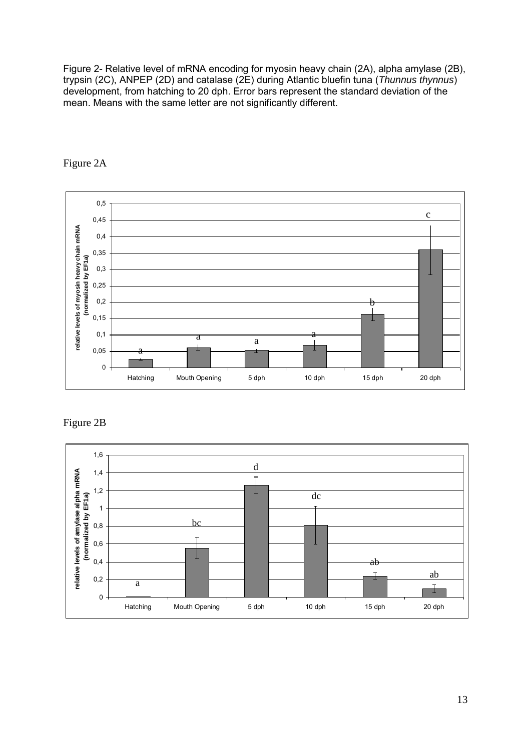Figure 2- Relative level of mRNA encoding for myosin heavy chain (2A), alpha amylase (2B), trypsin (2C), ANPEP (2D) and catalase (2E) during Atlantic bluefin tuna (*Thunnus thynnus*) development, from hatching to 20 dph. Error bars represent the standard deviation of the mean. Means with the same letter are not significantly different.

Figure 2A

relative levels of myosin heavy chain mRNA (normalized by EF1a)

0,5
0,45
0,4
0,35
0,3
0,25
0,2
0,15
0,1
0,05
0

a
a
a
a
b
c

Hatching
Mouth Opening
5 dph
10 dph
15 dph
20 dph

Figure 2B

relative levels of amylase alpha mRNA (normalized by EF1a)

1,6
1,4
1,2
1
0,8
0,6
0,4
0,2
0

a
bc
d
dc
ab
ab

Hatching
Mouth Opening
5 dph
10 dph
15 dph
20 dph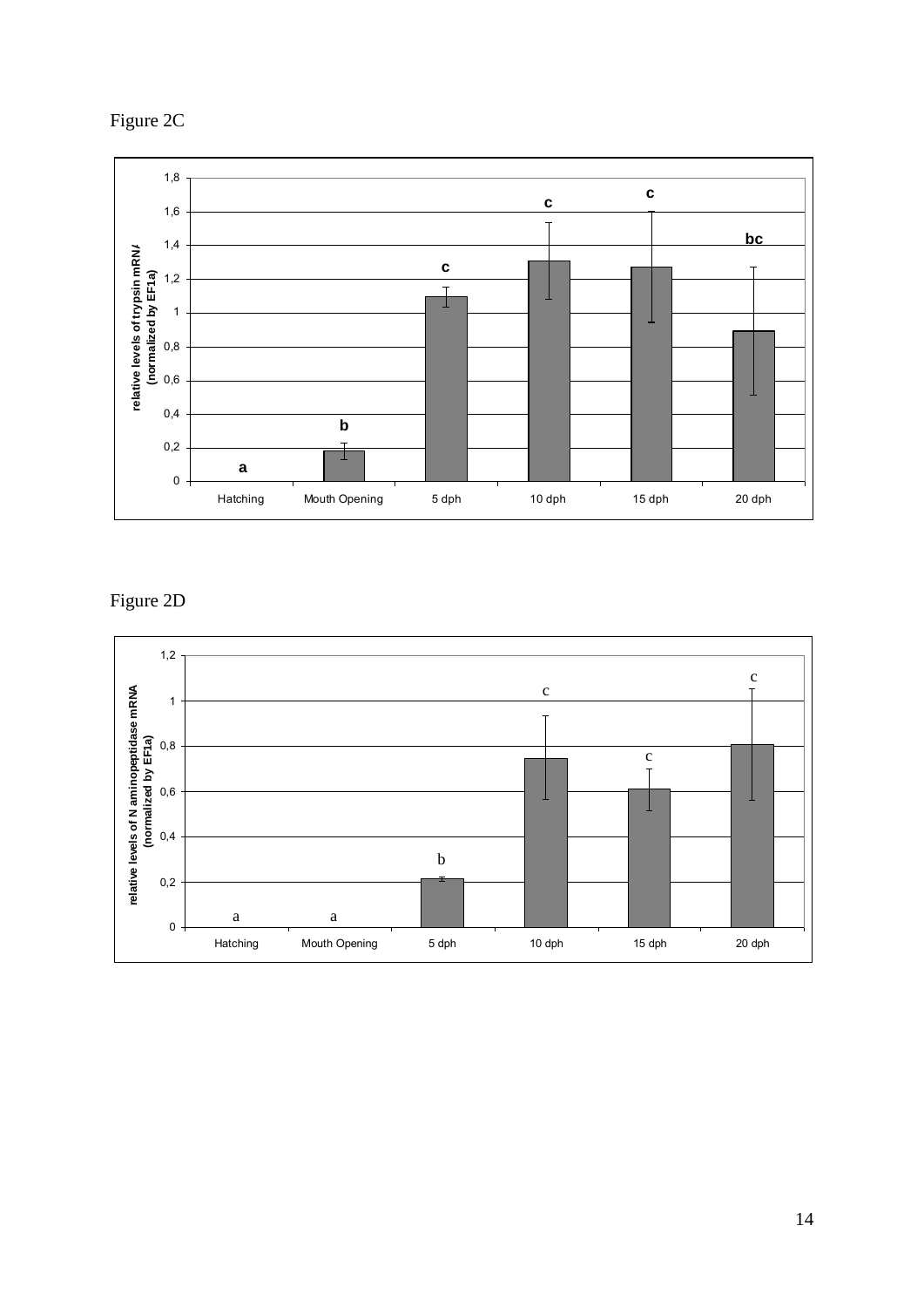Figure 2C

1,8
1,6
1,4
1,2
1
0,8
0,6
0,4
0,2
0

relative levels of trypsin mRNA (normalized by EF1a)

a
b
c
c
c
bc

Hatching
Mouth Opening
5 dph
10 dph
15 dph
20 dph

Figure 2D

1,2
1
0,8
0,6
0,4
0,2
0

relative levels of N aminopeptidase mRNA (normalized by EF1a)

a
a
b
c
c
c

Hatching
Mouth Opening
5 dph
10 dph
15 dph
20 dph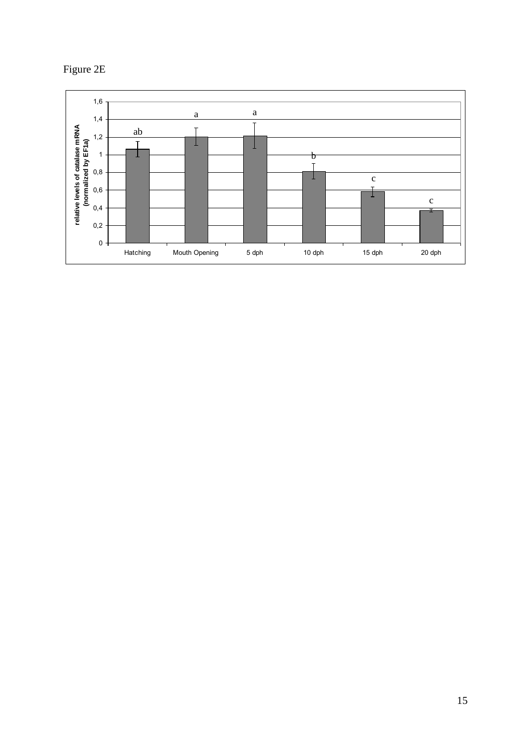Figure 2E

relative levels of catalase mRNA (normalized by EF1a)

1,6
1,4
1,2
1
0,8
0,6
0,4
0,2
0

ab
a
a
b
c
c

Hatching
Mouth Opening
5 dph
10 dph
15 dph
20 dph